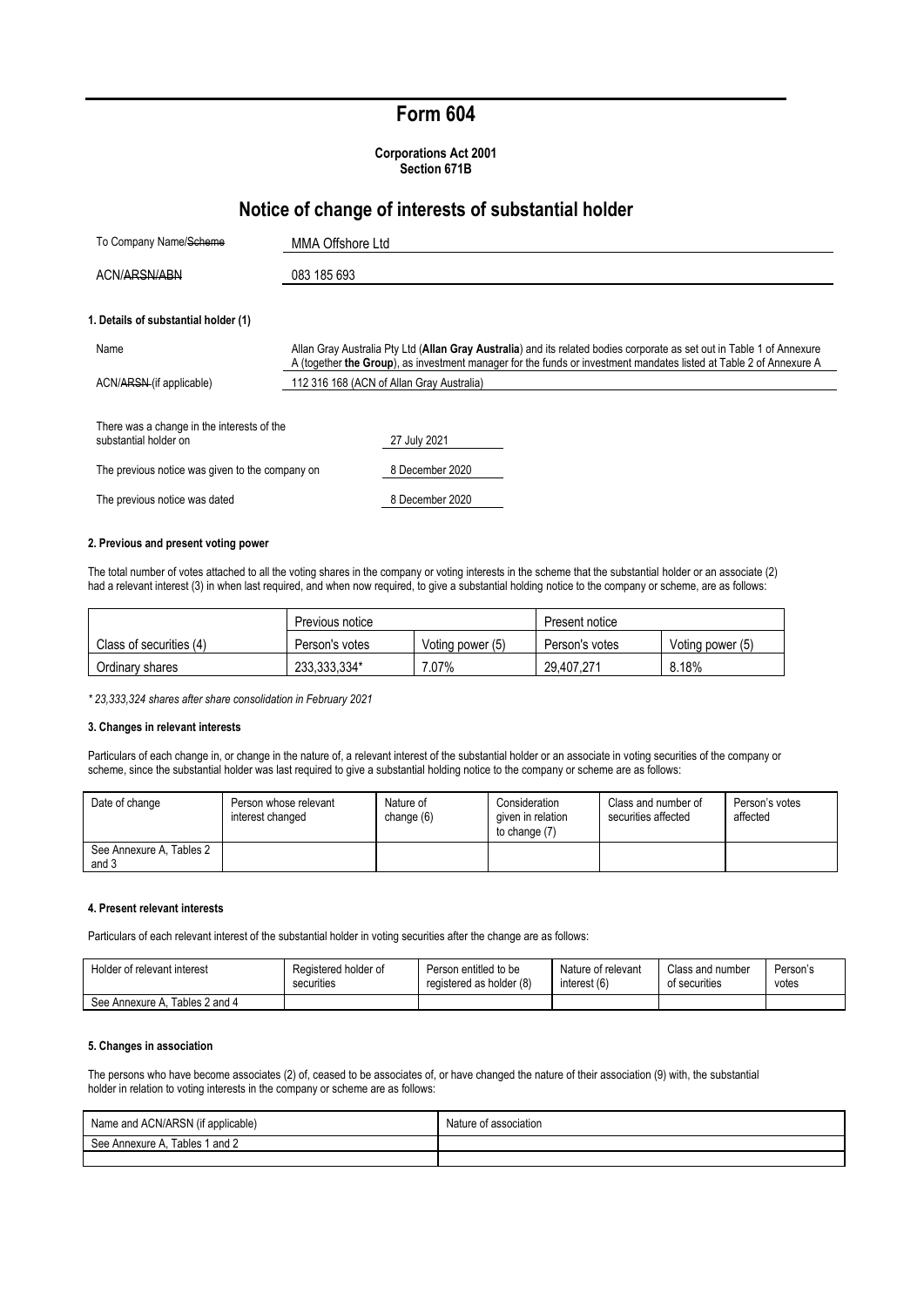# Form 604

**Corporations Act 2001**
**Section 671B**

## Notice of change of interests of substantial holder

| | |
|---|---|
| To Company Name/~~Scheme~~ | MMA Offshore Ltd |
| ACN/~~ARSN/ABN~~ | 083 185 693 |

### 1. Details of substantial holder (1)

| | |
|---|---|
| Name | Allan Gray Australia Pty Ltd (**Allan Gray Australia**) and its related bodies corporate as set out in Table 1 of Annexure A (together **the Group**), as investment manager for the funds or investment mandates listed at Table 2 of Annexure A |
| ACN/~~ARSN~~ (if applicable) | 112 316 168 (ACN of Allan Gray Australia) |

| | |
|---|---|
| There was a change in the interests of the substantial holder on | 27 July 2021 |
| The previous notice was given to the company on | 8 December 2020 |
| The previous notice was dated | 8 December 2020 |

### 2. Previous and present voting power

The total number of votes attached to all the voting shares in the company or voting interests in the scheme that the substantial holder or an associate (2) had a relevant interest (3) in when last required, and when now required, to give a substantial holding notice to the company or scheme, are as follows:

| | Previous notice | | Present notice | |
|---|---|---|---|---|
| Class of securities (4) | Person's votes | Voting power (5) | Person's votes | Voting power (5) |
| Ordinary shares | 233,333,334* | 7.07% | 29,407,271 | 8.18% |

*\* 23,333,324 shares after share consolidation in February 2021*

### 3. Changes in relevant interests

Particulars of each change in, or change in the nature of, a relevant interest of the substantial holder or an associate in voting securities of the company or scheme, since the substantial holder was last required to give a substantial holding notice to the company or scheme are as follows:

| Date of change | Person whose relevant interest changed | Nature of change (6) | Consideration given in relation to change (7) | Class and number of securities affected | Person's votes affected |
|---|---|---|---|---|---|
| See Annexure A, Tables 2 and 3 | | | | | |

### 4. Present relevant interests

Particulars of each relevant interest of the substantial holder in voting securities after the change are as follows:

| Holder of relevant interest | Registered holder of securities | Person entitled to be registered as holder (8) | Nature of relevant interest (6) | Class and number of securities | Person's votes |
|---|---|---|---|---|---|
| See Annexure A, Tables 2 and 4 | | | | | |

### 5. Changes in association

The persons who have become associates (2) of, ceased to be associates of, or have changed the nature of their association (9) with, the substantial holder in relation to voting interests in the company or scheme are as follows:

| Name and ACN/ARSN (if applicable) | Nature of association |
|---|---|
| See Annexure A, Tables 1 and 2 | |
| | |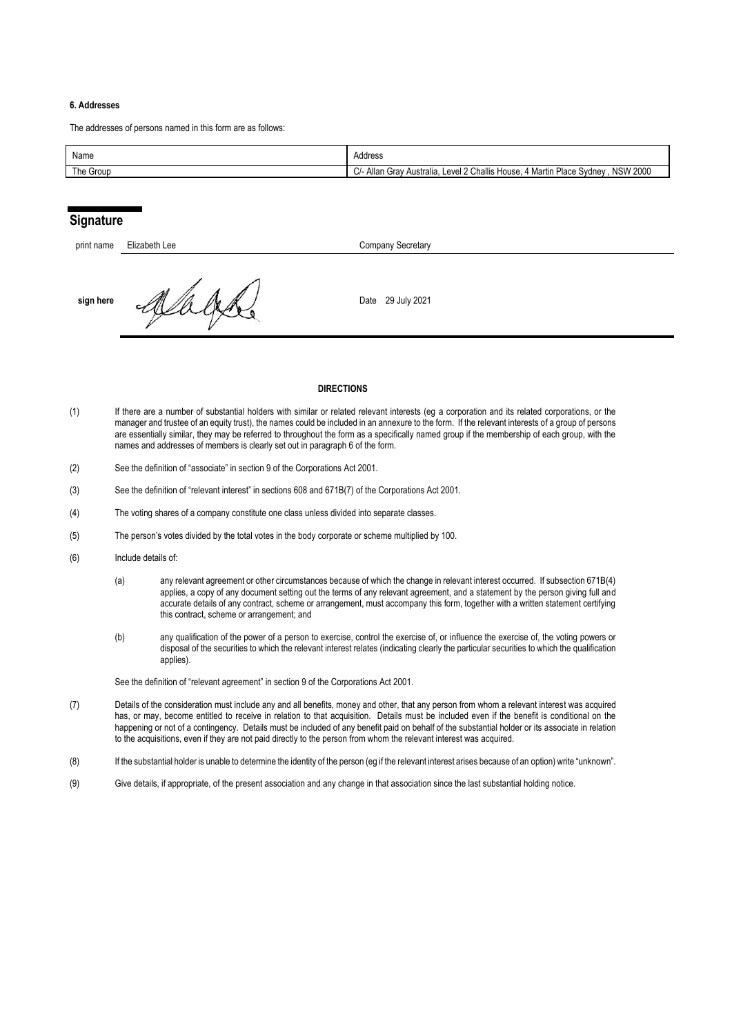**6. Addresses**

The addresses of persons named in this form are as follows:

| Name | Address |
| --- | --- |
| The Group | C/- Allan Gray Australia, Level 2 Challis House, 4 Martin Place Sydney , NSW 2000 |

## Signature

print name Elizabeth Lee Company Secretary

sign here Date 29 July 2021

**DIRECTIONS**

(1) If there are a number of substantial holders with similar or related relevant interests (eg a corporation and its related corporations, or the manager and trustee of an equity trust), the names could be included in an annexure to the form. If the relevant interests of a group of persons are essentially similar, they may be referred to throughout the form as a specifically named group if the membership of each group, with the names and addresses of members is clearly set out in paragraph 6 of the form.

(2) See the definition of "associate" in section 9 of the Corporations Act 2001.

(3) See the definition of "relevant interest" in sections 608 and 671B(7) of the Corporations Act 2001.

(4) The voting shares of a company constitute one class unless divided into separate classes.

(5) The person's votes divided by the total votes in the body corporate or scheme multiplied by 100.

(6) Include details of:

(a) any relevant agreement or other circumstances because of which the change in relevant interest occurred. If subsection 671B(4) applies, a copy of any document setting out the terms of any relevant agreement, and a statement by the person giving full and accurate details of any contract, scheme or arrangement, must accompany this form, together with a written statement certifying this contract, scheme or arrangement; and

(b) any qualification of the power of a person to exercise, control the exercise of, or influence the exercise of, the voting powers or disposal of the securities to which the relevant interest relates (indicating clearly the particular securities to which the qualification applies).

See the definition of "relevant agreement" in section 9 of the Corporations Act 2001.

(7) Details of the consideration must include any and all benefits, money and other, that any person from whom a relevant interest was acquired has, or may, become entitled to receive in relation to that acquisition. Details must be included even if the benefit is conditional on the happening or not of a contingency. Details must be included of any benefit paid on behalf of the substantial holder or its associate in relation to the acquisitions, even if they are not paid directly to the person from whom the relevant interest was acquired.

(8) If the substantial holder is unable to determine the identity of the person (eg if the relevant interest arises because of an option) write "unknown".

(9) Give details, if appropriate, of the present association and any change in that association since the last substantial holding notice.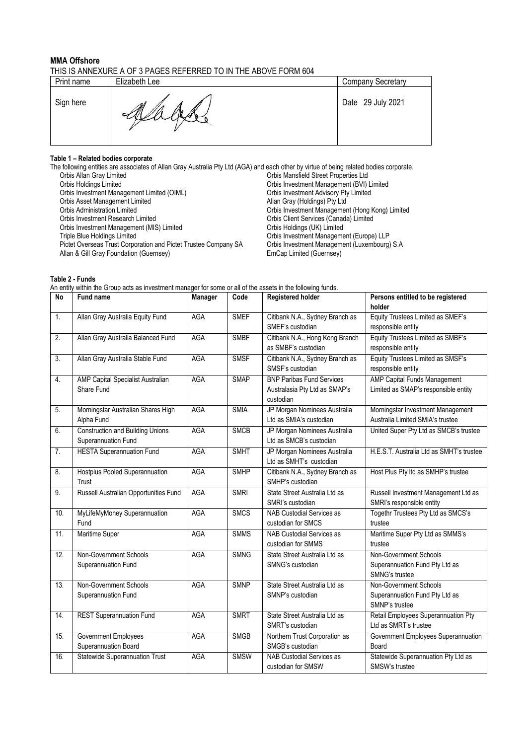**MMA Offshore**

THIS IS ANNEXURE A OF 3 PAGES REFERRED TO IN THE ABOVE FORM 604

| Print name | Elizabeth Lee | Company Secretary |
|---|---|---|
| Sign here | | Date 29 July 2021 |

**Table 1 – Related bodies corporate**

The following entities are associates of Allan Gray Australia Pty Ltd (AGA) and each other by virtue of being related bodies corporate.

- Orbis Allan Gray Limited
- Orbis Holdings Limited
- Orbis Investment Management Limited (OIML)
- Orbis Asset Management Limited
- Orbis Administration Limited
- Orbis Investment Research Limited
- Orbis Investment Management (MIS) Limited
- Triple Blue Holdings Limited
- Pictet Overseas Trust Corporation and Pictet Trustee Company SA
- Allan & Gill Gray Foundation (Guernsey)
- Orbis Mansfield Street Properties Ltd
- Orbis Investment Management (BVI) Limited
- Orbis Investment Advisory Pty Limited
- Allan Gray (Holdings) Pty Ltd
- Orbis Investment Management (Hong Kong) Limited
- Orbis Client Services (Canada) Limited
- Orbis Holdings (UK) Limited
- Orbis Investment Management (Europe) LLP
- Orbis Investment Management (Luxembourg) S.A
- EmCap Limited (Guernsey)

**Table 2 - Funds**

An entity within the Group acts as investment manager for some or all of the assets in the following funds.

| No | Fund name | Manager | Code | Registered holder | Persons entitled to be registered holder |
|---|---|---|---|---|---|
| 1. | Allan Gray Australia Equity Fund | AGA | SMEF | Citibank N.A., Sydney Branch as SMEF's custodian | Equity Trustees Limited as SMEF's responsible entity |
| 2. | Allan Gray Australia Balanced Fund | AGA | SMBF | Citibank N.A., Hong Kong Branch as SMBF's custodian | Equity Trustees Limited as SMBF's responsible entity |
| 3. | Allan Gray Australia Stable Fund | AGA | SMSF | Citibank N.A., Sydney Branch as SMSF's custodian | Equity Trustees Limited as SMSF's responsible entity |
| 4. | AMP Capital Specialist Australian Share Fund | AGA | SMAP | BNP Paribas Fund Services Australasia Pty Ltd as SMAP's custodian | AMP Capital Funds Management Limited as SMAP's responsible entity |
| 5. | Morningstar Australian Shares High Alpha Fund | AGA | SMIA | JP Morgan Nominees Australia Ltd as SMIA's custodian | Morningstar Investment Management Australia Limited SMIA's trustee |
| 6. | Construction and Building Unions Superannuation Fund | AGA | SMCB | JP Morgan Nominees Australia Ltd as SMCB's custodian | United Super Pty Ltd as SMCB's trustee |
| 7. | HESTA Superannuation Fund | AGA | SMHT | JP Morgan Nominees Australia Ltd as SMHT's custodian | H.E.S.T. Australia Ltd as SMHT's trustee |
| 8. | Hostplus Pooled Superannuation Trust | AGA | SMHP | Citibank N.A., Sydney Branch as SMHP's custodian | Host Plus Pty ltd as SMHP's trustee |
| 9. | Russell Australian Opportunities Fund | AGA | SMRI | State Street Australia Ltd as SMRI's custodian | Russell Investment Management Ltd as SMRI's responsible entity |
| 10. | MyLifeMyMoney Superannuation Fund | AGA | SMCS | NAB Custodial Services as custodian for SMCS | Togethr Trustees Pty Ltd as SMCS's trustee |
| 11. | Maritime Super | AGA | SMMS | NAB Custodial Services as custodian for SMMS | Maritime Super Pty Ltd as SMMS's trustee |
| 12. | Non-Government Schools Superannuation Fund | AGA | SMNG | State Street Australia Ltd as SMNG's custodian | Non-Government Schools Superannuation Fund Pty Ltd as SMNG's trustee |
| 13. | Non-Government Schools Superannuation Fund | AGA | SMNP | State Street Australia Ltd as SMNP's custodian | Non-Government Schools Superannuation Fund Pty Ltd as SMNP's trustee |
| 14. | REST Superannuation Fund | AGA | SMRT | State Street Australia Ltd as SMRT's custodian | Retail Employees Superannuation Pty Ltd as SMRT's trustee |
| 15. | Government Employees Superannuation Board | AGA | SMGB | Northern Trust Corporation as SMGB's custodian | Government Employees Superannuation Board |
| 16. | Statewide Superannuation Trust | AGA | SMSW | NAB Custodial Services as custodian for SMSW | Statewide Superannuation Pty Ltd as SMSW's trustee |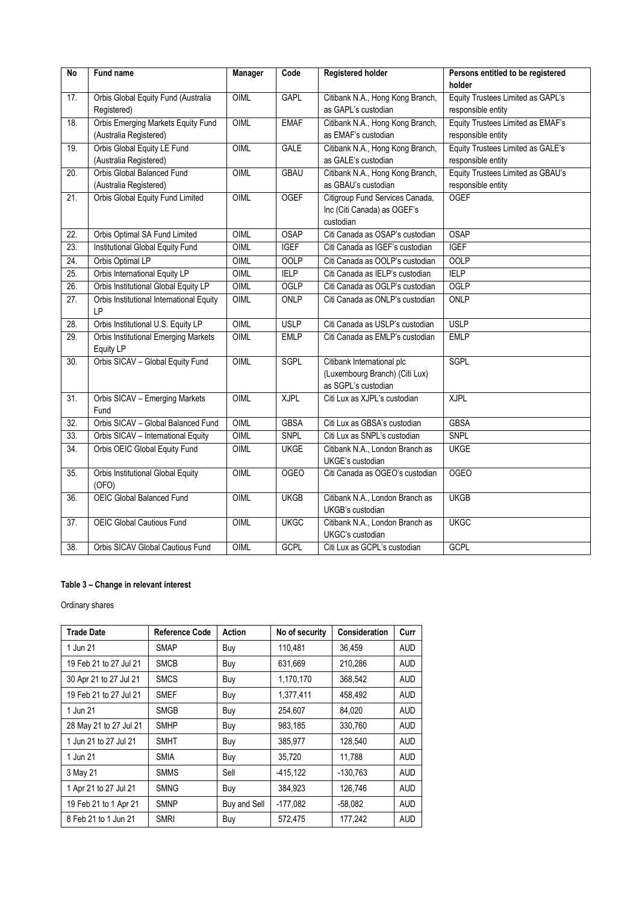| No | Fund name | Manager | Code | Registered holder | Persons entitled to be registered holder |
|---|---|---|---|---|---|
| 17. | Orbis Global Equity Fund (Australia Registered) | OIML | GAPL | Citibank N.A., Hong Kong Branch, as GAPL's custodian | Equity Trustees Limited as GAPL's responsible entity |
| 18. | Orbis Emerging Markets Equity Fund (Australia Registered) | OIML | EMAF | Citibank N.A., Hong Kong Branch, as EMAF's custodian | Equity Trustees Limited as EMAF's responsible entity |
| 19. | Orbis Global Equity LE Fund (Australia Registered) | OIML | GALE | Citibank N.A., Hong Kong Branch, as GALE's custodian | Equity Trustees Limited as GALE's responsible entity |
| 20. | Orbis Global Balanced Fund (Australia Registered) | OIML | GBAU | Citibank N.A., Hong Kong Branch, as GBAU's custodian | Equity Trustees Limited as GBAU's responsible entity |
| 21. | Orbis Global Equity Fund Limited | OIML | OGEF | Citigroup Fund Services Canada, Inc (Citi Canada) as OGEF's custodian | OGEF |
| 22. | Orbis Optimal SA Fund Limited | OIML | OSAP | Citi Canada as OSAP's custodian | OSAP |
| 23. | Institutional Global Equity Fund | OIML | IGEF | Citi Canada as IGEF's custodian | IGEF |
| 24. | Orbis Optimal LP | OIML | OOLP | Citi Canada as OOLP's custodian | OOLP |
| 25. | Orbis International Equity LP | OIML | IELP | Citi Canada as IELP's custodian | IELP |
| 26. | Orbis Institutional Global Equity LP | OIML | OGLP | Citi Canada as OGLP's custodian | OGLP |
| 27. | Orbis Institutional International Equity LP | OIML | ONLP | Citi Canada as ONLP's custodian | ONLP |
| 28. | Orbis Institutional U.S. Equity LP | OIML | USLP | Citi Canada as USLP's custodian | USLP |
| 29. | Orbis Institutional Emerging Markets Equity LP | OIML | EMLP | Citi Canada as EMLP's custodian | EMLP |
| 30. | Orbis SICAV – Global Equity Fund | OIML | SGPL | Citibank International plc (Luxembourg Branch) (Citi Lux) as SGPL's custodian | SGPL |
| 31. | Orbis SICAV – Emerging Markets Fund | OIML | XJPL | Citi Lux as XJPL's custodian | XJPL |
| 32. | Orbis SICAV – Global Balanced Fund | OIML | GBSA | Citi Lux as GBSA's custodian | GBSA |
| 33. | Orbis SICAV – International Equity | OIML | SNPL | Citi Lux as SNPL's custodian | SNPL |
| 34. | Orbis OEIC Global Equity Fund | OIML | UKGE | Citibank N.A., London Branch as UKGE's custodian | UKGE |
| 35. | Orbis Institutional Global Equity (OFO) | OIML | OGEO | Citi Canada as OGEO's custodian | OGEO |
| 36. | OEIC Global Balanced Fund | OIML | UKGB | Citibank N.A., London Branch as UKGB's custodian | UKGB |
| 37. | OEIC Global Cautious Fund | OIML | UKGC | Citibank N.A., London Branch as UKGC's custodian | UKGC |
| 38. | Orbis SICAV Global Cautious Fund | OIML | GCPL | Citi Lux as GCPL's custodian | GCPL |

**Table 3 – Change in relevant interest**

Ordinary shares

| Trade Date | Reference Code | Action | No of security | Consideration | Curr |
|---|---|---|---|---|---|
| 1 Jun 21 | SMAP | Buy | 110,481 | 36,459 | AUD |
| 19 Feb 21 to 27 Jul 21 | SMCB | Buy | 631,669 | 210,286 | AUD |
| 30 Apr 21 to 27 Jul 21 | SMCS | Buy | 1,170,170 | 368,542 | AUD |
| 19 Feb 21 to 27 Jul 21 | SMEF | Buy | 1,377,411 | 458,492 | AUD |
| 1 Jun 21 | SMGB | Buy | 254,607 | 84,020 | AUD |
| 28 May 21 to 27 Jul 21 | SMHP | Buy | 983,185 | 330,760 | AUD |
| 1 Jun 21 to 27 Jul 21 | SMHT | Buy | 385,977 | 128,540 | AUD |
| 1 Jun 21 | SMIA | Buy | 35,720 | 11,788 | AUD |
| 3 May 21 | SMMS | Sell | -415,122 | -130,763 | AUD |
| 1 Apr 21 to 27 Jul 21 | SMNG | Buy | 384,923 | 126,746 | AUD |
| 19 Feb 21 to 1 Apr 21 | SMNP | Buy and Sell | -177,082 | -58,082 | AUD |
| 8 Feb 21 to 1 Jun 21 | SMRI | Buy | 572,475 | 177,242 | AUD |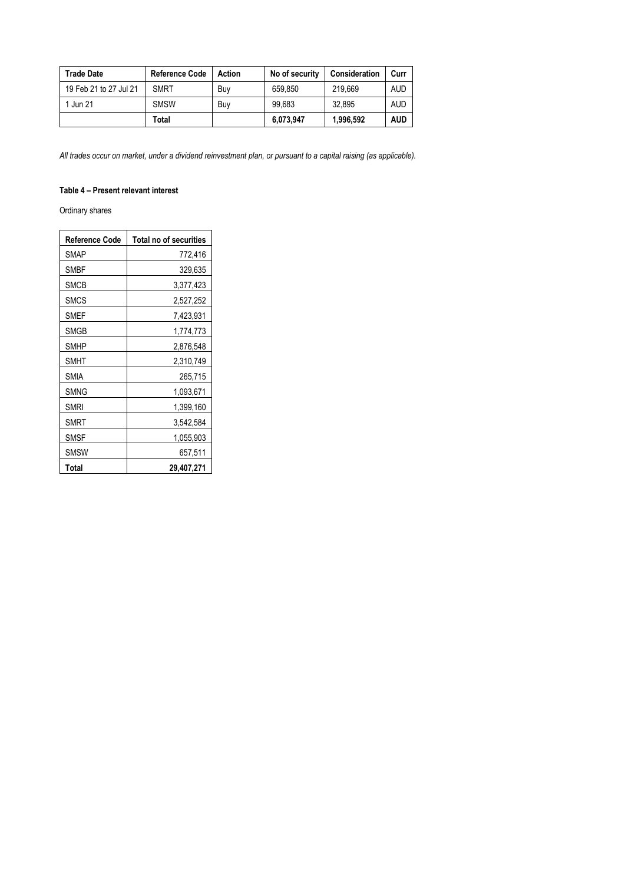| Trade Date | Reference Code | Action | No of security | Consideration | Curr |
|---|---|---|---|---|---|
| 19 Feb 21 to 27 Jul 21 | SMRT | Buy | 659,850 | 219,669 | AUD |
| 1 Jun 21 | SMSW | Buy | 99,683 | 32,895 | AUD |
| | **Total** | | **6,073,947** | **1,996,592** | **AUD** |

*All trades occur on market, under a dividend reinvestment plan, or pursuant to a capital raising (as applicable).*

**Table 4 – Present relevant interest**

Ordinary shares

| Reference Code | Total no of securities |
|---|---|
| SMAP | 772,416 |
| SMBF | 329,635 |
| SMCB | 3,377,423 |
| SMCS | 2,527,252 |
| SMEF | 7,423,931 |
| SMGB | 1,774,773 |
| SMHP | 2,876,548 |
| SMHT | 2,310,749 |
| SMIA | 265,715 |
| SMNG | 1,093,671 |
| SMRI | 1,399,160 |
| SMRT | 3,542,584 |
| SMSF | 1,055,903 |
| SMSW | 657,511 |
| **Total** | **29,407,271** |